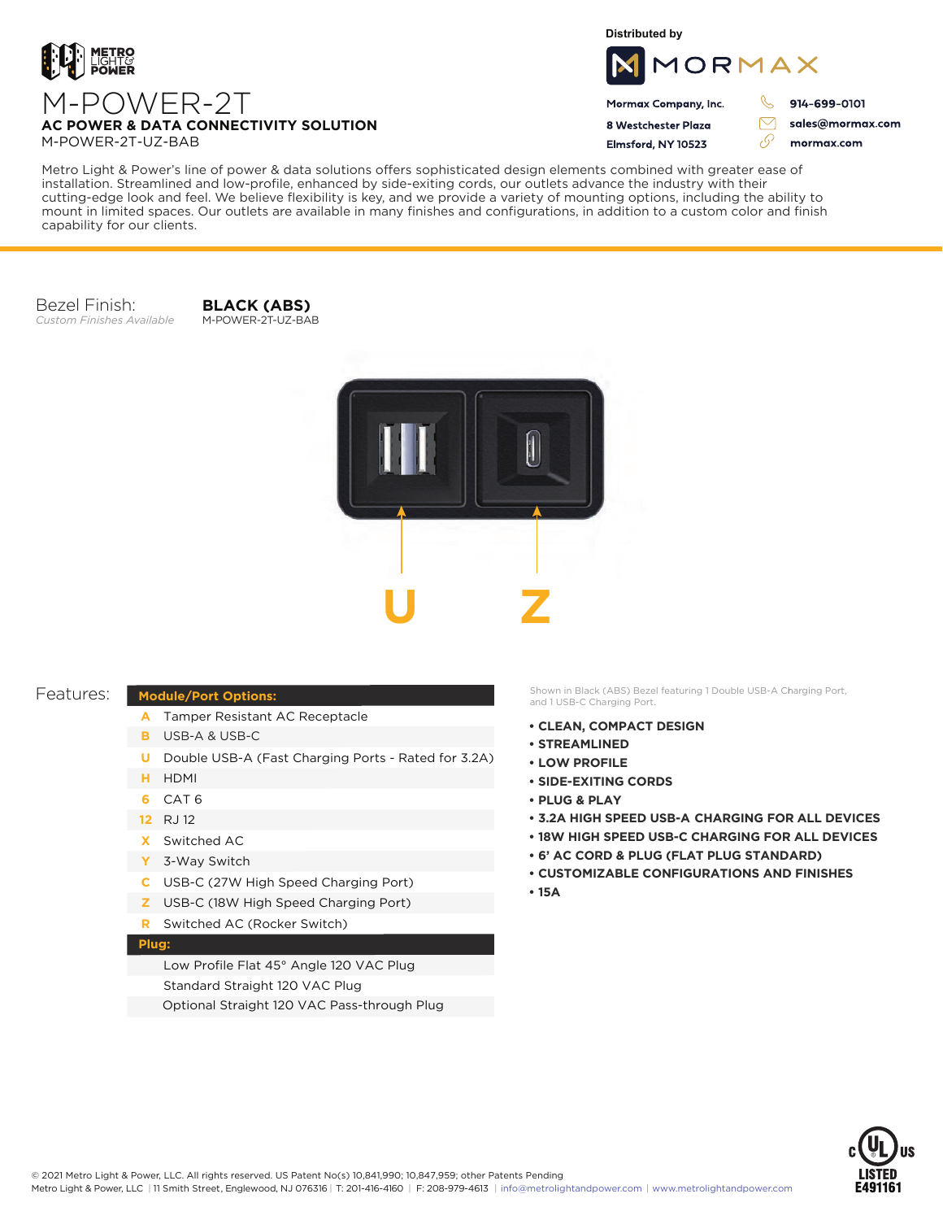METRO LIGHT & POWER

# M-POWER-2T

**AC POWER & DATA CONNECTIVITY SOLUTION**

M-POWER-2T-UZ-BAB

Distributed by

MORMAX

**Mormax Company, Inc.**
**8 Westchester Plaza**
**Elmsford, NY 10523**

**914-699-0101**
**sales@mormax.com**
**mormax.com**

Metro Light & Power's line of power & data solutions offers sophisticated design elements combined with greater ease of installation. Streamlined and low-profile, enhanced by side-exiting cords, our outlets advance the industry with their cutting-edge look and feel. We believe flexibility is key, and we provide a variety of mounting options, including the ability to mount in limited spaces. Our outlets are available in many finishes and configurations, in addition to a custom color and finish capability for our clients.

Bezel Finish:
*Custom Finishes Available*

**BLACK (ABS)**
M-POWER-2T-UZ-BAB

U    Z

Features:

| **Module/Port Options:** | |
|---|---|
| A | Tamper Resistant AC Receptacle |
| B | USB-A & USB-C |
| U | Double USB-A (Fast Charging Ports - Rated for 3.2A) |
| H | HDMI |
| 6 | CAT 6 |
| 12 | RJ 12 |
| X | Switched AC |
| Y | 3-Way Switch |
| C | USB-C (27W High Speed Charging Port) |
| Z | USB-C (18W High Speed Charging Port) |
| R | Switched AC (Rocker Switch) |
| **Plug:** | |
| | Low Profile Flat 45° Angle 120 VAC Plug |
| | Standard Straight 120 VAC Plug |
| | Optional Straight 120 VAC Pass-through Plug |

Shown in Black (ABS) Bezel featuring 1 Double USB-A Charging Port, and 1 USB-C Charging Port.

- **CLEAN, COMPACT DESIGN**
- **STREAMLINED**
- **LOW PROFILE**
- **SIDE-EXITING CORDS**
- **PLUG & PLAY**
- **3.2A HIGH SPEED USB-A CHARGING FOR ALL DEVICES**
- **18W HIGH SPEED USB-C CHARGING FOR ALL DEVICES**
- **6' AC CORD & PLUG (FLAT PLUG STANDARD)**
- **CUSTOMIZABLE CONFIGURATIONS AND FINISHES**
- **15A**

c UL us LISTED E491161

© 2021 Metro Light & Power, LLC. All rights reserved. US Patent No(s) 10,841,990; 10,847,959; other Patents Pending
Metro Light & Power, LLC | 11 Smith Street, Englewood, NJ 076316 | T: 201-416-4160 | F: 208-979-4613 | info@metrolightandpower.com | www.metrolightandpower.com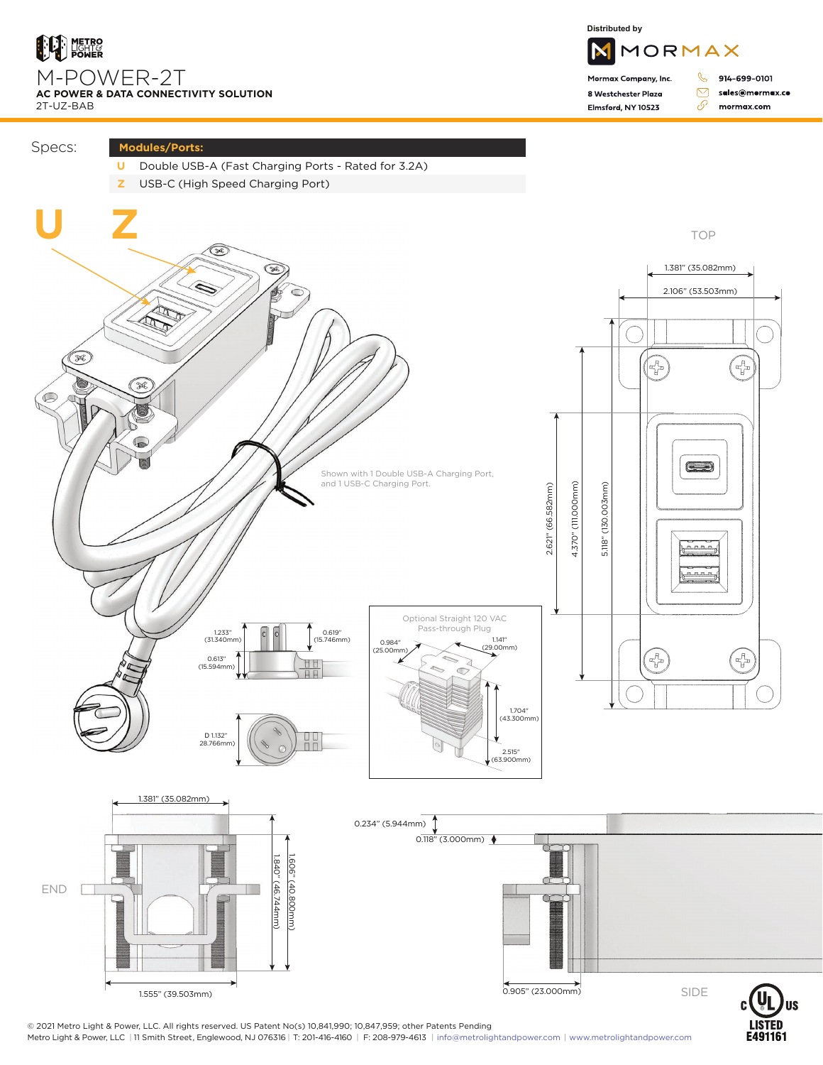METRO LIGHT & POWER

# M-POWER-2T

**AC POWER & DATA CONNECTIVITY SOLUTION**

2T-UZ-BAB

Distributed by

MORMAX

Mormax Company, Inc.
8 Westchester Plaza
Elmsford, NY 10523

914-699-0101
sales@mormax.co
mormax.com

Specs:

| Modules/Ports: | |
|---|---|
| U | Double USB-A (Fast Charging Ports - Rated for 3.2A) |
| Z | USB-C (High Speed Charging Port) |

U Z

Shown with 1 Double USB-A Charging Port, and 1 USB-C Charging Port.

TOP

1.381" (35.082mm)
2.106" (53.503mm)
2.621" (66.582mm)
4.370" (111.000mm)
5.118" (130.003mm)

1.233" (31.340mm)
0.619" (15.746mm)
0.613" (15.594mm)
D 1.132" 28.766mm)

Optional Straight 120 VAC Pass-through Plug

0.984" (25.00mm)
1.141" (29.00mm)
1.704" (43.300mm)
2.515" (63.900mm)

END

1.381" (35.082mm)
1.840" (46.744mm)
1.606" (40.800mm)
1.555" (39.503mm)

SIDE

0.234" (5.944mm)
0.118" (3.000mm)
0.905" (23.000mm)

c UL us LISTED E491161

© 2021 Metro Light & Power, LLC. All rights reserved. US Patent No(s) 10,841,990; 10,847,959; other Patents Pending
Metro Light & Power, LLC | 11 Smith Street, Englewood, NJ 076316 | T: 201-416-4160 | F: 208-979-4613 | info@metrolightandpower.com | www.metrolightandpower.com